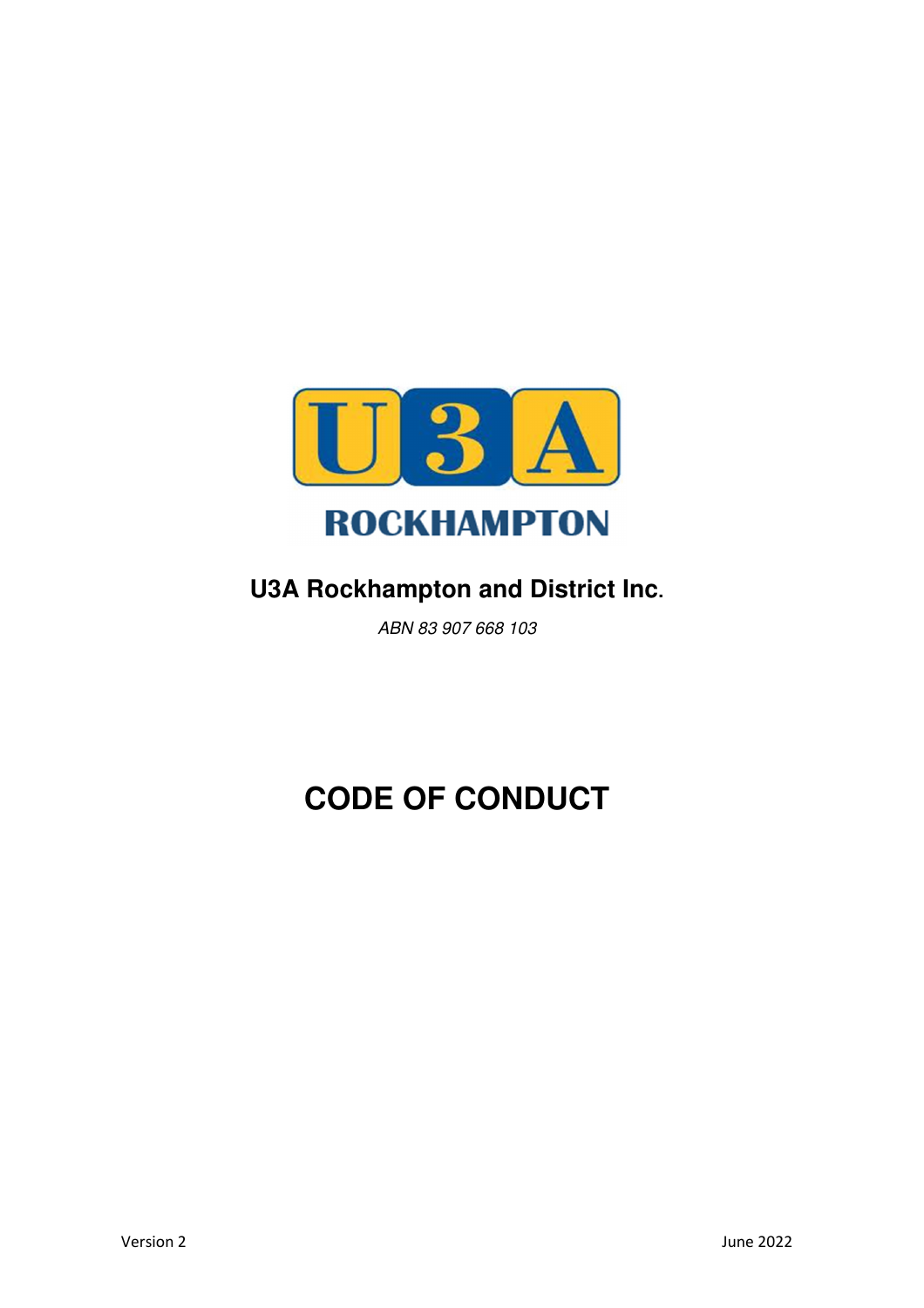U3A

ROCKHAMPTON

**U3A Rockhampton and District Inc.**

*ABN 83 907 668 103*

# CODE OF CONDUCT

Version 2

June 2022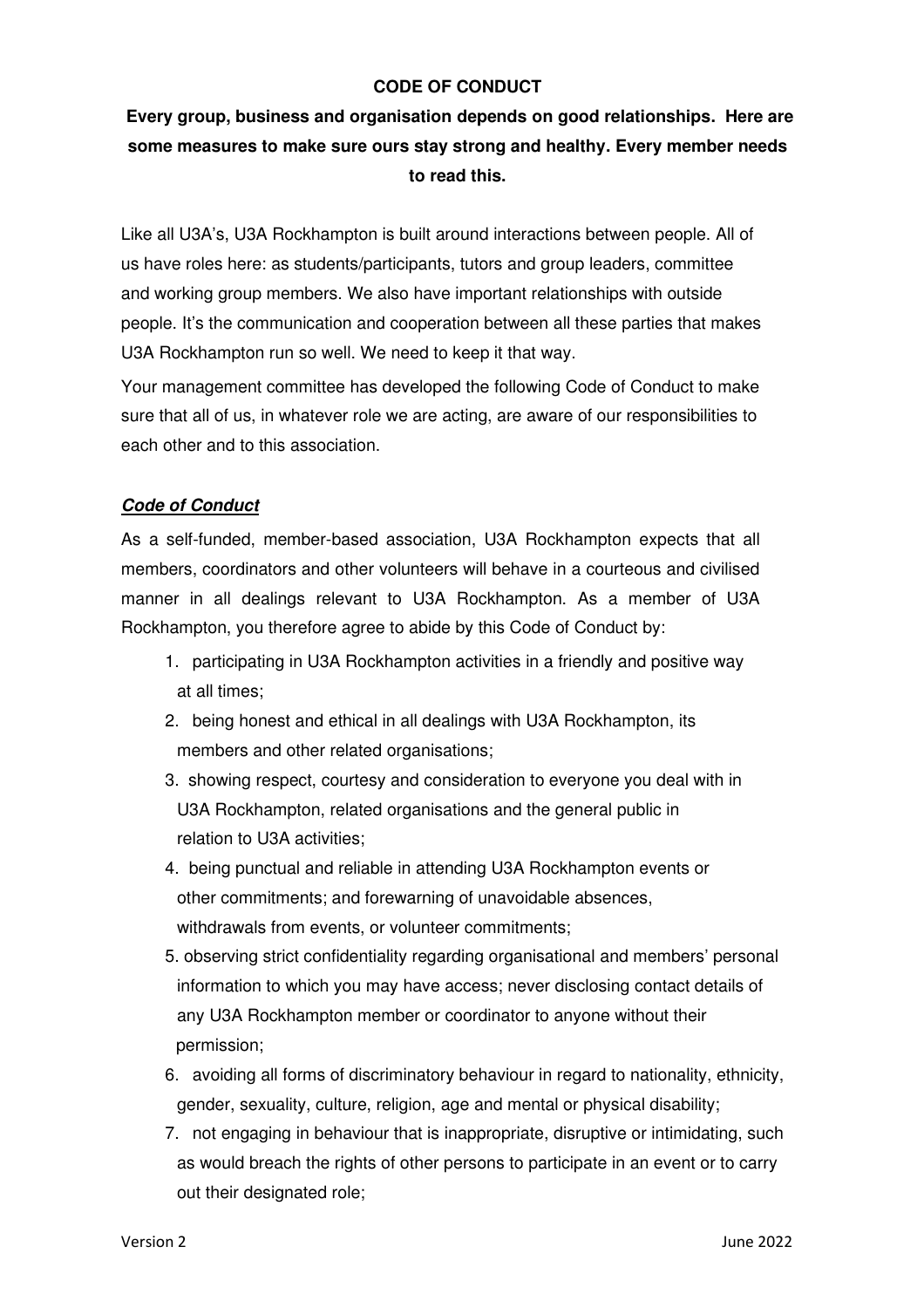**CODE OF CONDUCT**

**Every group, business and organisation depends on good relationships. Here are some measures to make sure ours stay strong and healthy. Every member needs to read this.**

Like all U3A's, U3A Rockhampton is built around interactions between people. All of us have roles here: as students/participants, tutors and group leaders, committee and working group members. We also have important relationships with outside people. It's the communication and cooperation between all these parties that makes U3A Rockhampton run so well. We need to keep it that way.

Your management committee has developed the following Code of Conduct to make sure that all of us, in whatever role we are acting, are aware of our responsibilities to each other and to this association.

***Code of Conduct***

As a self-funded, member-based association, U3A Rockhampton expects that all members, coordinators and other volunteers will behave in a courteous and civilised manner in all dealings relevant to U3A Rockhampton. As a member of U3A Rockhampton, you therefore agree to abide by this Code of Conduct by:

1. participating in U3A Rockhampton activities in a friendly and positive way at all times;
2. being honest and ethical in all dealings with U3A Rockhampton, its members and other related organisations;
3. showing respect, courtesy and consideration to everyone you deal with in U3A Rockhampton, related organisations and the general public in relation to U3A activities;
4. being punctual and reliable in attending U3A Rockhampton events or other commitments; and forewarning of unavoidable absences, withdrawals from events, or volunteer commitments;
5. observing strict confidentiality regarding organisational and members' personal information to which you may have access; never disclosing contact details of any U3A Rockhampton member or coordinator to anyone without their permission;
6. avoiding all forms of discriminatory behaviour in regard to nationality, ethnicity, gender, sexuality, culture, religion, age and mental or physical disability;
7. not engaging in behaviour that is inappropriate, disruptive or intimidating, such as would breach the rights of other persons to participate in an event or to carry out their designated role;

Version 2 June 2022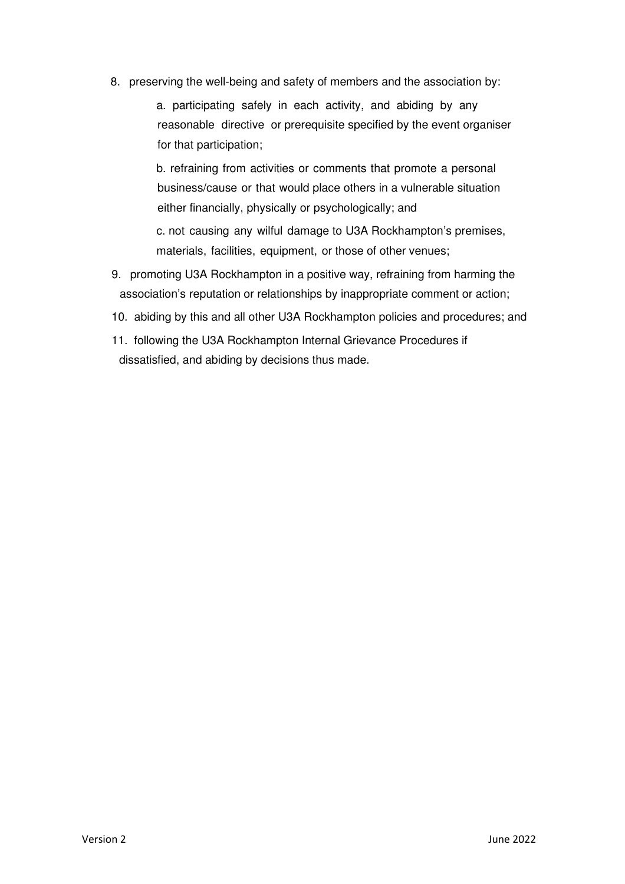8. preserving the well-being and safety of members and the association by:

    a. participating safely in each activity, and abiding by any reasonable directive or prerequisite specified by the event organiser for that participation;

    b. refraining from activities or comments that promote a personal business/cause or that would place others in a vulnerable situation either financially, physically or psychologically; and

    c. not causing any wilful damage to U3A Rockhampton's premises, materials, facilities, equipment, or those of other venues;

9. promoting U3A Rockhampton in a positive way, refraining from harming the association's reputation or relationships by inappropriate comment or action;

10. abiding by this and all other U3A Rockhampton policies and procedures; and

11. following the U3A Rockhampton Internal Grievance Procedures if dissatisfied, and abiding by decisions thus made.